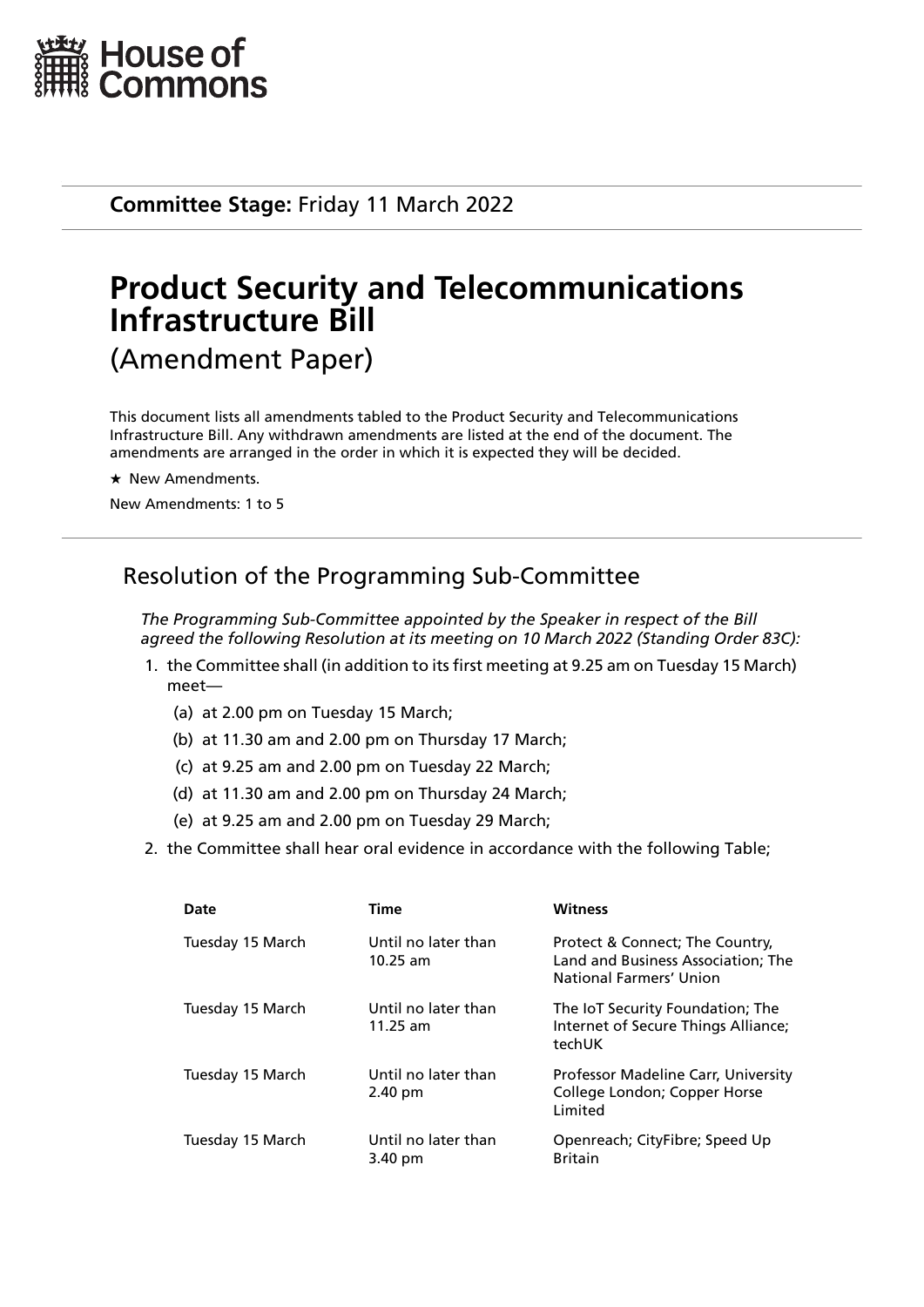House of Commons

**Committee Stage:** Friday 11 March 2022

# Product Security and Telecommunications Infrastructure Bill

(Amendment Paper)

This document lists all amendments tabled to the Product Security and Telecommunications Infrastructure Bill. Any withdrawn amendments are listed at the end of the document. The amendments are arranged in the order in which it is expected they will be decided.

★ New Amendments.

New Amendments: 1 to 5

## Resolution of the Programming Sub-Committee

*The Programming Sub-Committee appointed by the Speaker in respect of the Bill agreed the following Resolution at its meeting on 10 March 2022 (Standing Order 83C):*

1. the Committee shall (in addition to its first meeting at 9.25 am on Tuesday 15 March) meet—
   - (a) at 2.00 pm on Tuesday 15 March;
   - (b) at 11.30 am and 2.00 pm on Thursday 17 March;
   - (c) at 9.25 am and 2.00 pm on Tuesday 22 March;
   - (d) at 11.30 am and 2.00 pm on Thursday 24 March;
   - (e) at 9.25 am and 2.00 pm on Tuesday 29 March;
2. the Committee shall hear oral evidence in accordance with the following Table;

| Date | Time | Witness |
|---|---|---|
| Tuesday 15 March | Until no later than 10.25 am | Protect & Connect; The Country, Land and Business Association; The National Farmers' Union |
| Tuesday 15 March | Until no later than 11.25 am | The IoT Security Foundation; The Internet of Secure Things Alliance; techUK |
| Tuesday 15 March | Until no later than 2.40 pm | Professor Madeline Carr, University College London; Copper Horse Limited |
| Tuesday 15 March | Until no later than 3.40 pm | Openreach; CityFibre; Speed Up Britain |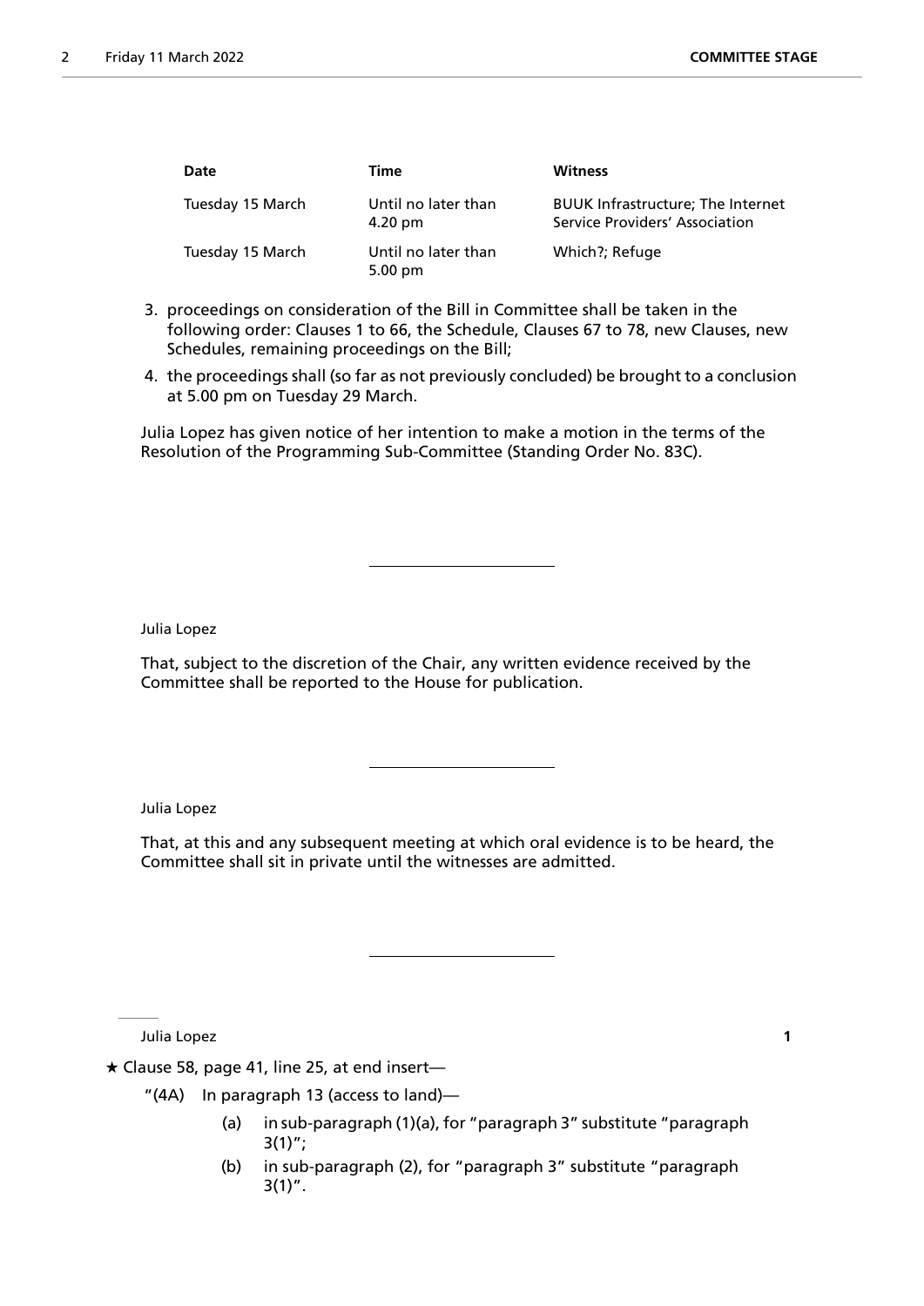| Date | Time | Witness |
| --- | --- | --- |
| Tuesday 15 March | Until no later than 4.20 pm | BUUK Infrastructure; The Internet Service Providers' Association |
| Tuesday 15 March | Until no later than 5.00 pm | Which?; Refuge |

3. proceedings on consideration of the Bill in Committee shall be taken in the following order: Clauses 1 to 66, the Schedule, Clauses 67 to 78, new Clauses, new Schedules, remaining proceedings on the Bill;
4. the proceedings shall (so far as not previously concluded) be brought to a conclusion at 5.00 pm on Tuesday 29 March.

Julia Lopez has given notice of her intention to make a motion in the terms of the Resolution of the Programming Sub-Committee (Standing Order No. 83C).

---

Julia Lopez

That, subject to the discretion of the Chair, any written evidence received by the Committee shall be reported to the House for publication.

---

Julia Lopez

That, at this and any subsequent meeting at which oral evidence is to be heard, the Committee shall sit in private until the witnesses are admitted.

---

Julia Lopez **1**

★ Clause 58, page 41, line 25, at end insert—

"(4A) In paragraph 13 (access to land)—

(a) in sub-paragraph (1)(a), for "paragraph 3" substitute "paragraph 3(1)";

(b) in sub-paragraph (2), for "paragraph 3" substitute "paragraph 3(1)".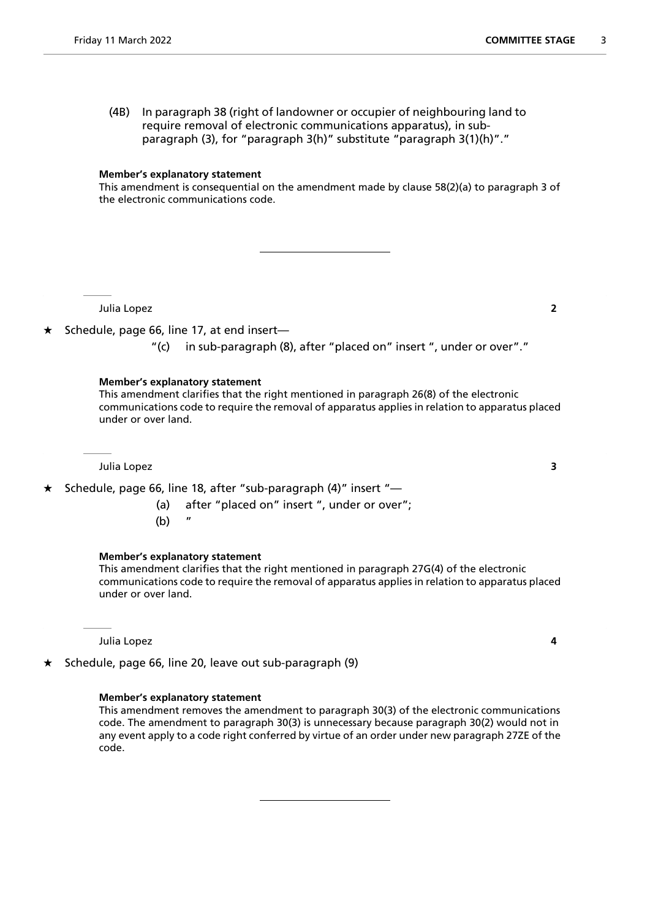(4B) In paragraph 38 (right of landowner or occupier of neighbouring land to require removal of electronic communications apparatus), in sub-paragraph (3), for "paragraph 3(h)" substitute "paragraph 3(1)(h)"."

**Member's explanatory statement**
This amendment is consequential on the amendment made by clause 58(2)(a) to paragraph 3 of the electronic communications code.

---

Julia Lopez **2**

★ Schedule, page 66, line 17, at end insert—

"(c) in sub-paragraph (8), after "placed on" insert ", under or over"."

**Member's explanatory statement**
This amendment clarifies that the right mentioned in paragraph 26(8) of the electronic communications code to require the removal of apparatus applies in relation to apparatus placed under or over land.

Julia Lopez **3**

★ Schedule, page 66, line 18, after "sub-paragraph (4)" insert "—

(a) after "placed on" insert ", under or over";

(b) "

**Member's explanatory statement**
This amendment clarifies that the right mentioned in paragraph 27G(4) of the electronic communications code to require the removal of apparatus applies in relation to apparatus placed under or over land.

Julia Lopez **4**

★ Schedule, page 66, line 20, leave out sub-paragraph (9)

**Member's explanatory statement**
This amendment removes the amendment to paragraph 30(3) of the electronic communications code. The amendment to paragraph 30(3) is unnecessary because paragraph 30(2) would not in any event apply to a code right conferred by virtue of an order under new paragraph 27ZE of the code.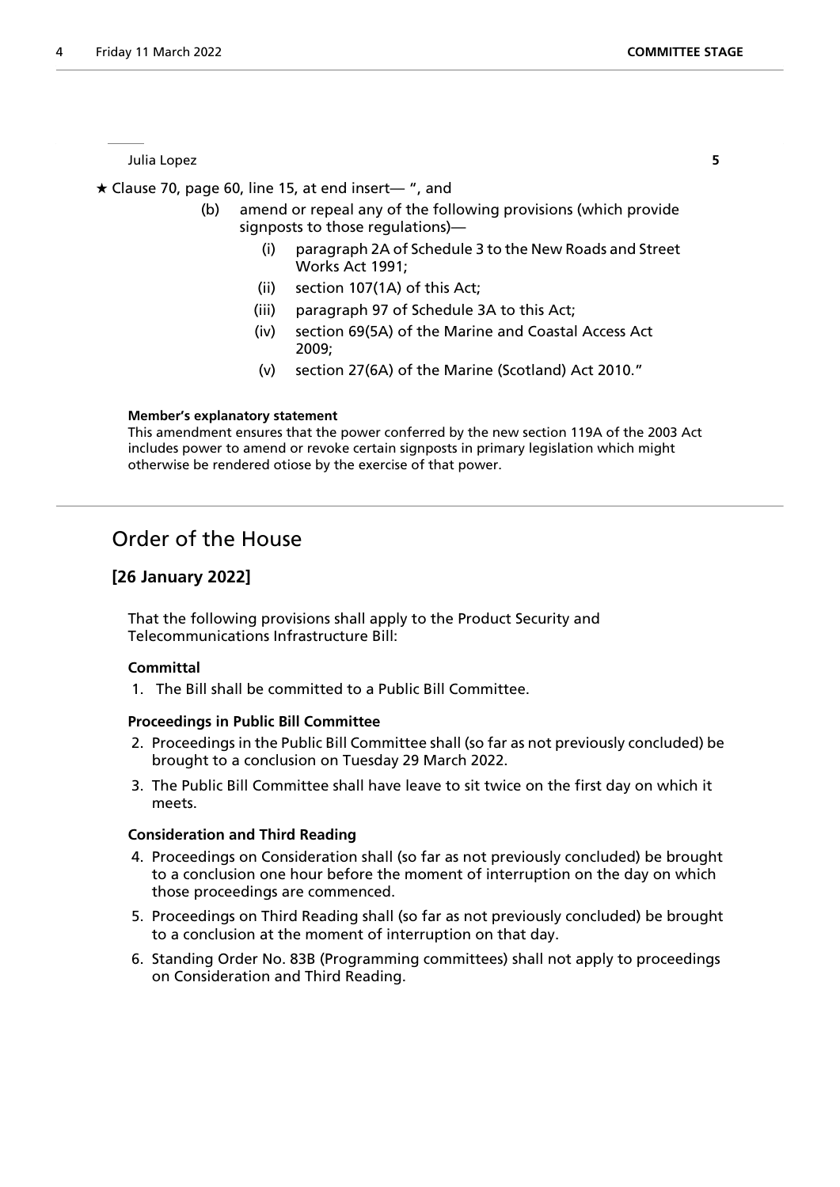Julia Lopez **5**

★ Clause 70, page 60, line 15, at end insert— ", and

(b) amend or repeal any of the following provisions (which provide signposts to those regulations)—

(i) paragraph 2A of Schedule 3 to the New Roads and Street Works Act 1991;

(ii) section 107(1A) of this Act;

(iii) paragraph 97 of Schedule 3A to this Act;

(iv) section 69(5A) of the Marine and Coastal Access Act 2009;

(v) section 27(6A) of the Marine (Scotland) Act 2010."

**Member's explanatory statement**

This amendment ensures that the power conferred by the new section 119A of the 2003 Act includes power to amend or revoke certain signposts in primary legislation which might otherwise be rendered otiose by the exercise of that power.

## Order of the House

### [26 January 2022]

That the following provisions shall apply to the Product Security and Telecommunications Infrastructure Bill:

**Committal**

1. The Bill shall be committed to a Public Bill Committee.

**Proceedings in Public Bill Committee**

2. Proceedings in the Public Bill Committee shall (so far as not previously concluded) be brought to a conclusion on Tuesday 29 March 2022.
3. The Public Bill Committee shall have leave to sit twice on the first day on which it meets.

**Consideration and Third Reading**

4. Proceedings on Consideration shall (so far as not previously concluded) be brought to a conclusion one hour before the moment of interruption on the day on which those proceedings are commenced.
5. Proceedings on Third Reading shall (so far as not previously concluded) be brought to a conclusion at the moment of interruption on that day.
6. Standing Order No. 83B (Programming committees) shall not apply to proceedings on Consideration and Third Reading.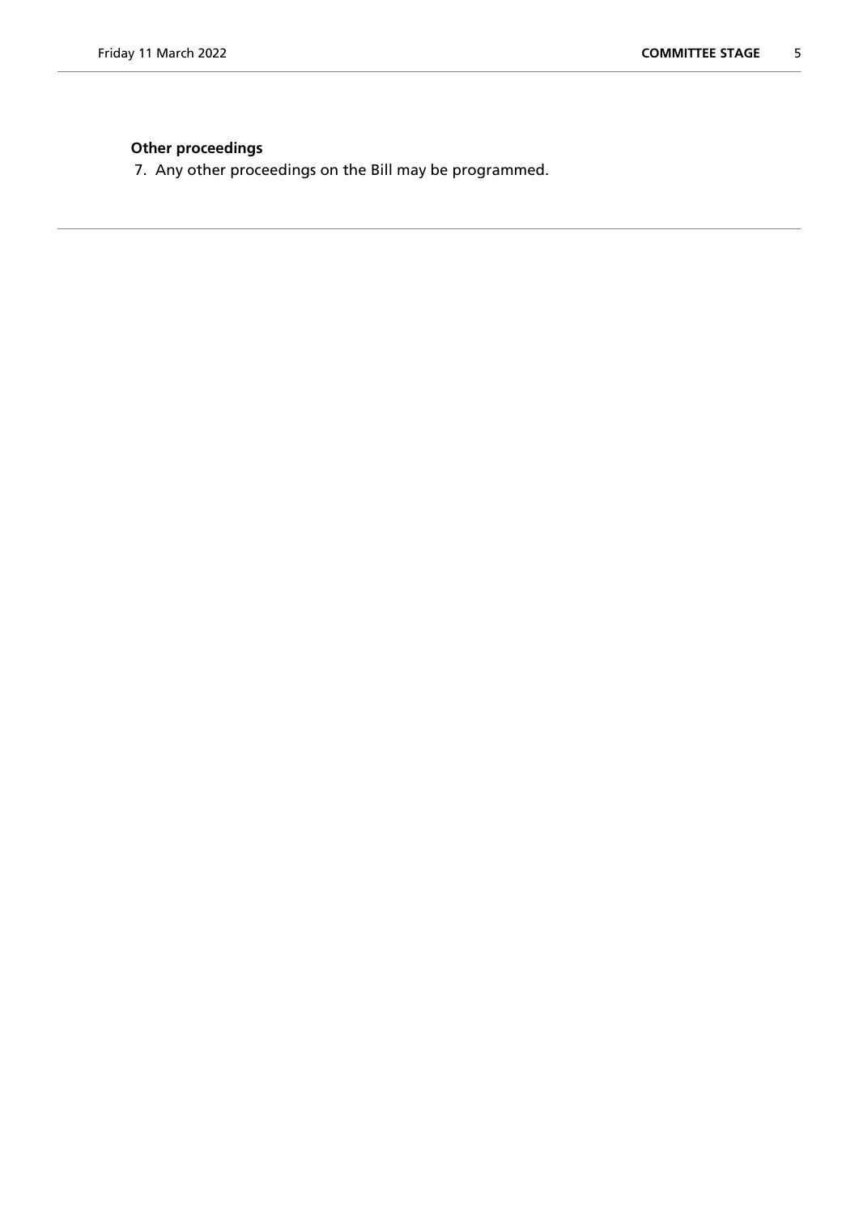**Other proceedings**

7. Any other proceedings on the Bill may be programmed.